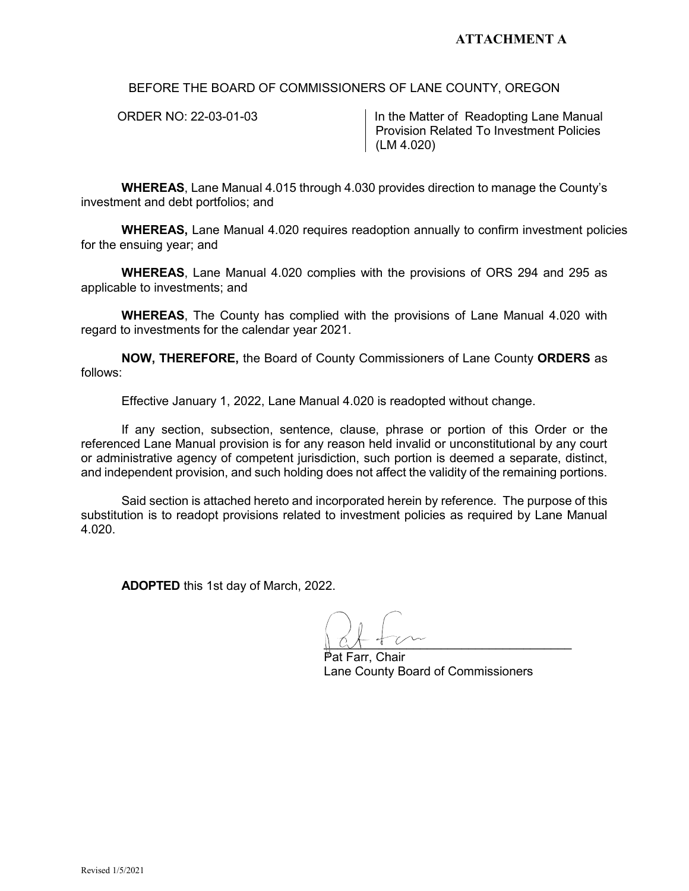**ATTACHMENT A**

BEFORE THE BOARD OF COMMISSIONERS OF LANE COUNTY, OREGON

| ORDER NO: 22-03-01-03 | In the Matter of Readopting Lane Manual Provision Related To Investment Policies (LM 4.020) |
|---|---|

**WHEREAS**, Lane Manual 4.015 through 4.030 provides direction to manage the County's investment and debt portfolios; and

**WHEREAS,** Lane Manual 4.020 requires readoption annually to confirm investment policies for the ensuing year; and

**WHEREAS**, Lane Manual 4.020 complies with the provisions of ORS 294 and 295 as applicable to investments; and

**WHEREAS**, The County has complied with the provisions of Lane Manual 4.020 with regard to investments for the calendar year 2021.

**NOW, THEREFORE,** the Board of County Commissioners of Lane County **ORDERS** as follows:

Effective January 1, 2022, Lane Manual 4.020 is readopted without change.

If any section, subsection, sentence, clause, phrase or portion of this Order or the referenced Lane Manual provision is for any reason held invalid or unconstitutional by any court or administrative agency of competent jurisdiction, such portion is deemed a separate, distinct, and independent provision, and such holding does not affect the validity of the remaining portions.

Said section is attached hereto and incorporated herein by reference. The purpose of this substitution is to readopt provisions related to investment policies as required by Lane Manual 4.020.

**ADOPTED** this 1st day of March, 2022.

Pat Farr, Chair
Lane County Board of Commissioners

Revised 1/5/2021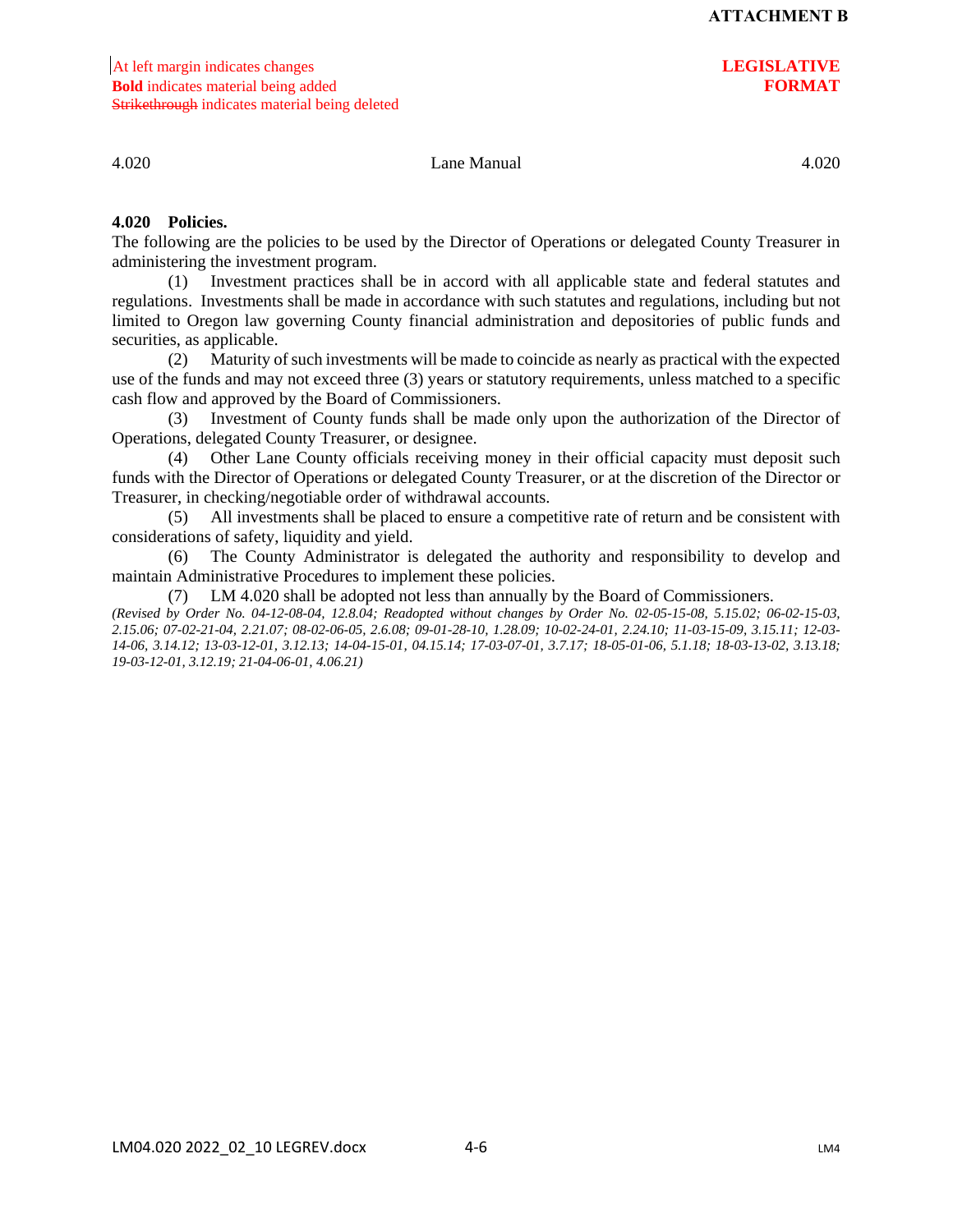ATTACHMENT B

At left margin indicates changes
**Bold** indicates material being added
~~Strikethrough~~ indicates material being deleted

**LEGISLATIVE FORMAT**

### 4.020 Policies.

The following are the policies to be used by the Director of Operations or delegated County Treasurer in administering the investment program.

(1) Investment practices shall be in accord with all applicable state and federal statutes and regulations. Investments shall be made in accordance with such statutes and regulations, including but not limited to Oregon law governing County financial administration and depositories of public funds and securities, as applicable.

(2) Maturity of such investments will be made to coincide as nearly as practical with the expected use of the funds and may not exceed three (3) years or statutory requirements, unless matched to a specific cash flow and approved by the Board of Commissioners.

(3) Investment of County funds shall be made only upon the authorization of the Director of Operations, delegated County Treasurer, or designee.

(4) Other Lane County officials receiving money in their official capacity must deposit such funds with the Director of Operations or delegated County Treasurer, or at the discretion of the Director or Treasurer, in checking/negotiable order of withdrawal accounts.

(5) All investments shall be placed to ensure a competitive rate of return and be consistent with considerations of safety, liquidity and yield.

(6) The County Administrator is delegated the authority and responsibility to develop and maintain Administrative Procedures to implement these policies.

(7) LM 4.020 shall be adopted not less than annually by the Board of Commissioners.

*(Revised by Order No. 04-12-08-04, 12.8.04; Readopted without changes by Order No. 02-05-15-08, 5.15.02; 06-02-15-03, 2.15.06; 07-02-21-04, 2.21.07; 08-02-06-05, 2.6.08; 09-01-28-10, 1.28.09; 10-02-24-01, 2.24.10; 11-03-15-09, 3.15.11; 12-03-14-06, 3.14.12; 13-03-12-01, 3.12.13; 14-04-15-01, 04.15.14; 17-03-07-01, 3.7.17; 18-05-01-06, 5.1.18; 18-03-13-02, 3.13.18; 19-03-12-01, 3.12.19; 21-04-06-01, 4.06.21)*

LM04.020 2022_02_10 LEGREV.docx